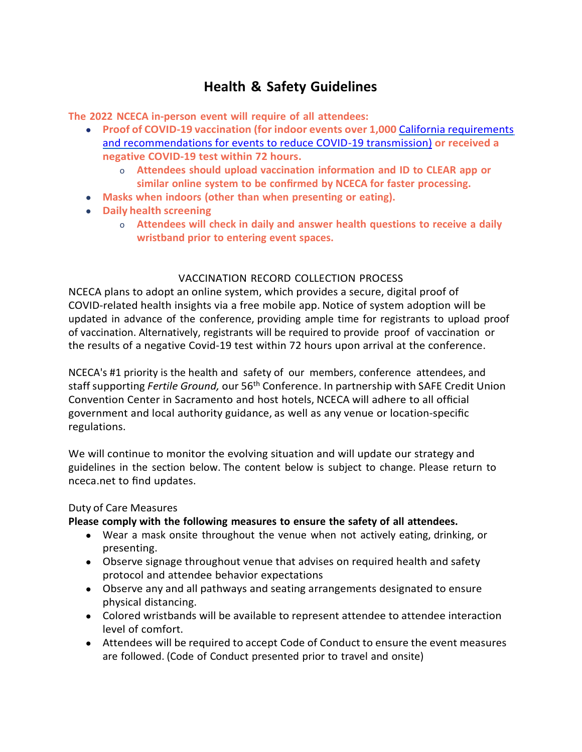# Health & Safety Guidelines

**The 2022 NCECA in-person event will require of all attendees:**

- **Proof of COVID-19 vaccination (for indoor events over 1,000** [California requirements and recommendations for events to reduce COVID-19 transmission)](#) **or received a negative COVID-19 test within 72 hours.**
  - **Attendees should upload vaccination information and ID to CLEAR app or similar online system to be confirmed by NCECA for faster processing.**
- **Masks when indoors (other than when presenting or eating).**
- **Daily health screening**
  - **Attendees will check in daily and answer health questions to receive a daily wristband prior to entering event spaces.**

VACCINATION RECORD COLLECTION PROCESS

NCECA plans to adopt an online system, which provides a secure, digital proof of COVID-related health insights via a free mobile app. Notice of system adoption will be updated in advance of the conference, providing ample time for registrants to upload proof of vaccination. Alternatively, registrants will be required to provide proof of vaccination or the results of a negative Covid-19 test within 72 hours upon arrival at the conference.

NCECA's #1 priority is the health and safety of our members, conference attendees, and staff supporting *Fertile Ground,* our 56th Conference. In partnership with SAFE Credit Union Convention Center in Sacramento and host hotels, NCECA will adhere to all official government and local authority guidance, as well as any venue or location-specific regulations.

We will continue to monitor the evolving situation and will update our strategy and guidelines in the section below. The content below is subject to change. Please return to nceca.net to find updates.

Duty of Care Measures

**Please comply with the following measures to ensure the safety of all attendees.**

- Wear a mask onsite throughout the venue when not actively eating, drinking, or presenting.
- Observe signage throughout venue that advises on required health and safety protocol and attendee behavior expectations
- Observe any and all pathways and seating arrangements designated to ensure physical distancing.
- Colored wristbands will be available to represent attendee to attendee interaction level of comfort.
- Attendees will be required to accept Code of Conduct to ensure the event measures are followed. (Code of Conduct presented prior to travel and onsite)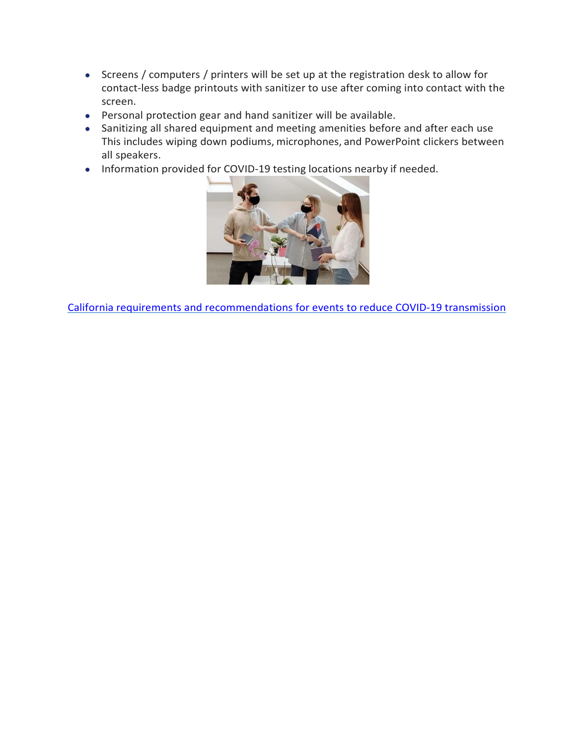- Screens / computers / printers will be set up at the registration desk to allow for contact-less badge printouts with sanitizer to use after coming into contact with the screen.
- Personal protection gear and hand sanitizer will be available.
- Sanitizing all shared equipment and meeting amenities before and after each use This includes wiping down podiums, microphones, and PowerPoint clickers between all speakers.
- Information provided for COVID-19 testing locations nearby if needed.

California requirements and recommendations for events to reduce COVID-19 transmission